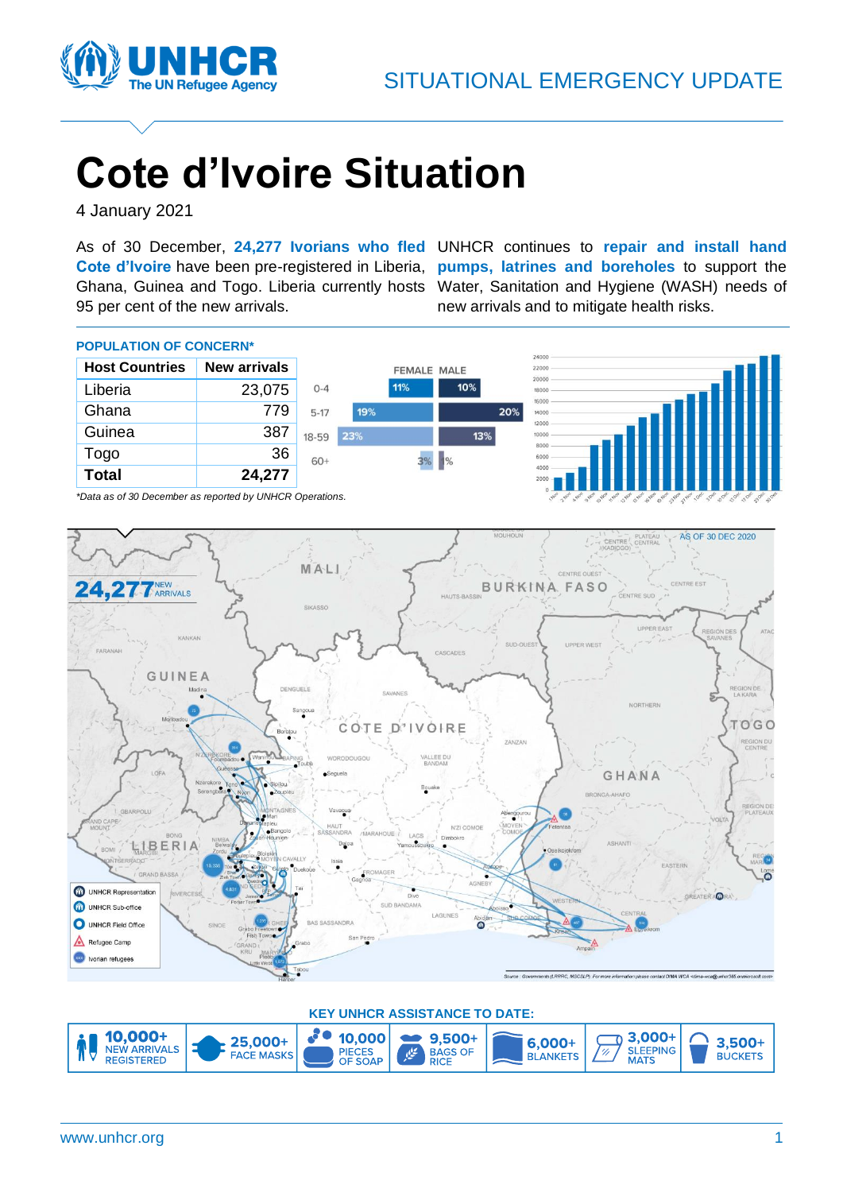SITUATIONAL EMERGENCY UPDATE

# Cote d'Ivoire Situation

4 January 2021

As of 30 December, **24,277 Ivorians who fled Cote d'Ivoire** have been pre-registered in Liberia, Ghana, Guinea and Togo. Liberia currently hosts 95 per cent of the new arrivals.

UNHCR continues to **repair and install hand pumps, latrines and boreholes** to support the Water, Sanitation and Hygiene (WASH) needs of new arrivals and to mitigate health risks.

## POPULATION OF CONCERN*

| Host Countries | New arrivals |
|---|---|
| Liberia | 23,075 |
| Ghana | 779 |
| Guinea | 387 |
| Togo | 36 |
| **Total** | **24,277** |

| Age | FEMALE | MALE |
|---|---|---|
| 0-4 | 11% | 10% |
| 5-17 | 19% | 20% |
| 18-59 | 23% | 13% |
| 60+ | 3% | 1% |

*Data as of 30 December as reported by UNHCR Operations.

**24,277** NEW ARRIVALS

AS OF 30 DEC 2020

## KEY UNHCR ASSISTANCE TO DATE:

- **10,000+** NEW ARRIVALS REGISTERED
- **25,000+** FACE MASKS
- **10,000** PIECES OF SOAP
- **9,500+** BAGS OF RICE
- **6,000+** BLANKETS
- **3,000+** SLEEPING MATS
- **3,500+** BUCKETS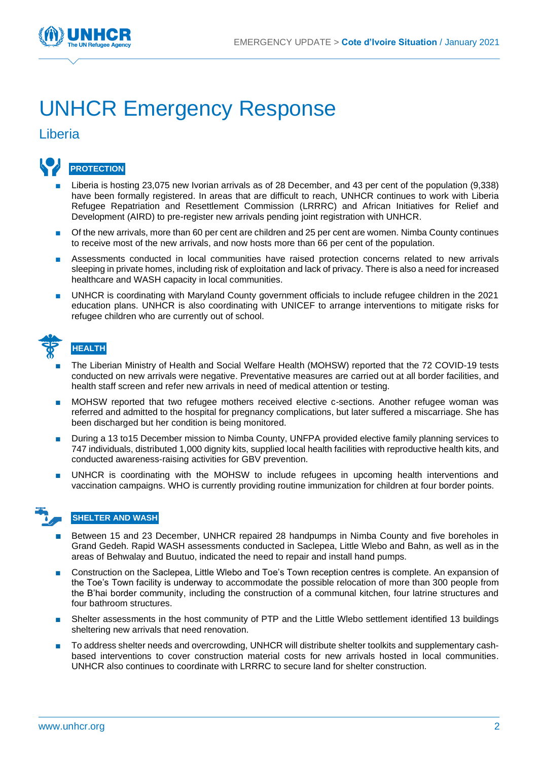# UNHCR Emergency Response

## Liberia

### PROTECTION

- Liberia is hosting 23,075 new Ivorian arrivals as of 28 December, and 43 per cent of the population (9,338) have been formally registered. In areas that are difficult to reach, UNHCR continues to work with Liberia Refugee Repatriation and Resettlement Commission (LRRRC) and African Initiatives for Relief and Development (AIRD) to pre-register new arrivals pending joint registration with UNHCR.
- Of the new arrivals, more than 60 per cent are children and 25 per cent are women. Nimba County continues to receive most of the new arrivals, and now hosts more than 66 per cent of the population.
- Assessments conducted in local communities have raised protection concerns related to new arrivals sleeping in private homes, including risk of exploitation and lack of privacy. There is also a need for increased healthcare and WASH capacity in local communities.
- UNHCR is coordinating with Maryland County government officials to include refugee children in the 2021 education plans. UNHCR is also coordinating with UNICEF to arrange interventions to mitigate risks for refugee children who are currently out of school.

### HEALTH

- The Liberian Ministry of Health and Social Welfare Health (MOHSW) reported that the 72 COVID-19 tests conducted on new arrivals were negative. Preventative measures are carried out at all border facilities, and health staff screen and refer new arrivals in need of medical attention or testing.
- MOHSW reported that two refugee mothers received elective c-sections. Another refugee woman was referred and admitted to the hospital for pregnancy complications, but later suffered a miscarriage. She has been discharged but her condition is being monitored.
- During a 13 to15 December mission to Nimba County, UNFPA provided elective family planning services to 747 individuals, distributed 1,000 dignity kits, supplied local health facilities with reproductive health kits, and conducted awareness-raising activities for GBV prevention.
- UNHCR is coordinating with the MOHSW to include refugees in upcoming health interventions and vaccination campaigns. WHO is currently providing routine immunization for children at four border points.

### SHELTER AND WASH

- Between 15 and 23 December, UNHCR repaired 28 handpumps in Nimba County and five boreholes in Grand Gedeh. Rapid WASH assessments conducted in Saclepea, Little Wlebo and Bahn, as well as in the areas of Behwalay and Buutuo, indicated the need to repair and install hand pumps.
- Construction on the Saclepea, Little Wlebo and Toe's Town reception centres is complete. An expansion of the Toe's Town facility is underway to accommodate the possible relocation of more than 300 people from the B'hai border community, including the construction of a communal kitchen, four latrine structures and four bathroom structures.
- Shelter assessments in the host community of PTP and the Little Wlebo settlement identified 13 buildings sheltering new arrivals that need renovation.
- To address shelter needs and overcrowding, UNHCR will distribute shelter toolkits and supplementary cash-based interventions to cover construction material costs for new arrivals hosted in local communities. UNHCR also continues to coordinate with LRRRC to secure land for shelter construction.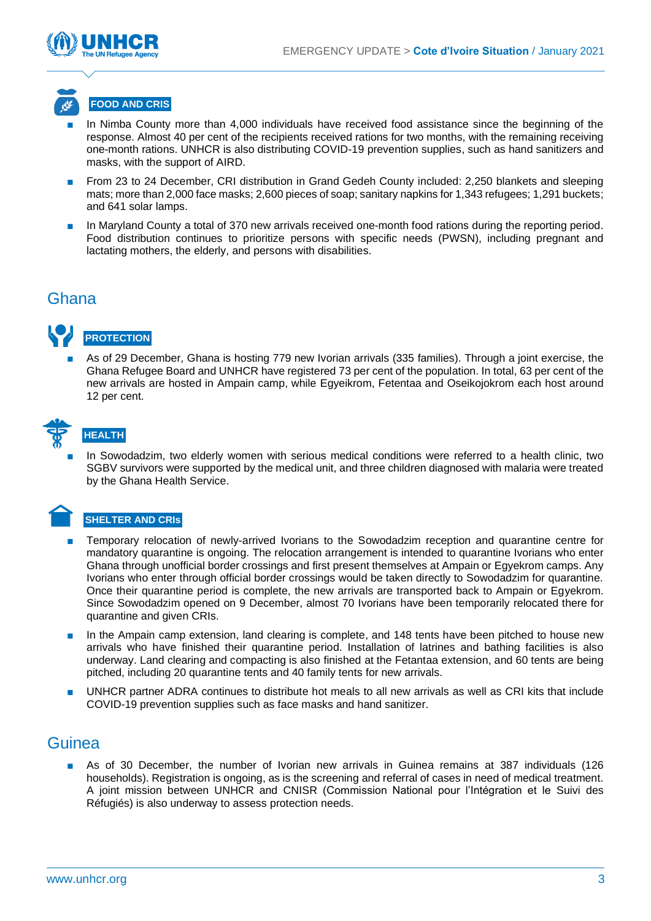#### FOOD AND CRIS

- In Nimba County more than 4,000 individuals have received food assistance since the beginning of the response. Almost 40 per cent of the recipients received rations for two months, with the remaining receiving one-month rations. UNHCR is also distributing COVID-19 prevention supplies, such as hand sanitizers and masks, with the support of AIRD.
- From 23 to 24 December, CRI distribution in Grand Gedeh County included: 2,250 blankets and sleeping mats; more than 2,000 face masks; 2,600 pieces of soap; sanitary napkins for 1,343 refugees; 1,291 buckets; and 641 solar lamps.
- In Maryland County a total of 370 new arrivals received one-month food rations during the reporting period. Food distribution continues to prioritize persons with specific needs (PWSN), including pregnant and lactating mothers, the elderly, and persons with disabilities.

## Ghana

#### PROTECTION

- As of 29 December, Ghana is hosting 779 new Ivorian arrivals (335 families). Through a joint exercise, the Ghana Refugee Board and UNHCR have registered 73 per cent of the population. In total, 63 per cent of the new arrivals are hosted in Ampain camp, while Egyeikrom, Fetentaa and Oseikojokrom each host around 12 per cent.

#### HEALTH

- In Sowodadzim, two elderly women with serious medical conditions were referred to a health clinic, two SGBV survivors were supported by the medical unit, and three children diagnosed with malaria were treated by the Ghana Health Service.

#### SHELTER AND CRIs

- Temporary relocation of newly-arrived Ivorians to the Sowodadzim reception and quarantine centre for mandatory quarantine is ongoing. The relocation arrangement is intended to quarantine Ivorians who enter Ghana through unofficial border crossings and first present themselves at Ampain or Egyekrom camps. Any Ivorians who enter through official border crossings would be taken directly to Sowodadzim for quarantine. Once their quarantine period is complete, the new arrivals are transported back to Ampain or Egyekrom. Since Sowodadzim opened on 9 December, almost 70 Ivorians have been temporarily relocated there for quarantine and given CRIs.
- In the Ampain camp extension, land clearing is complete, and 148 tents have been pitched to house new arrivals who have finished their quarantine period. Installation of latrines and bathing facilities is also underway. Land clearing and compacting is also finished at the Fetantaa extension, and 60 tents are being pitched, including 20 quarantine tents and 40 family tents for new arrivals.
- UNHCR partner ADRA continues to distribute hot meals to all new arrivals as well as CRI kits that include COVID-19 prevention supplies such as face masks and hand sanitizer.

## Guinea

- As of 30 December, the number of Ivorian new arrivals in Guinea remains at 387 individuals (126 households). Registration is ongoing, as is the screening and referral of cases in need of medical treatment. A joint mission between UNHCR and CNISR (Commission National pour l'Intégration et le Suivi des Réfugiés) is also underway to assess protection needs.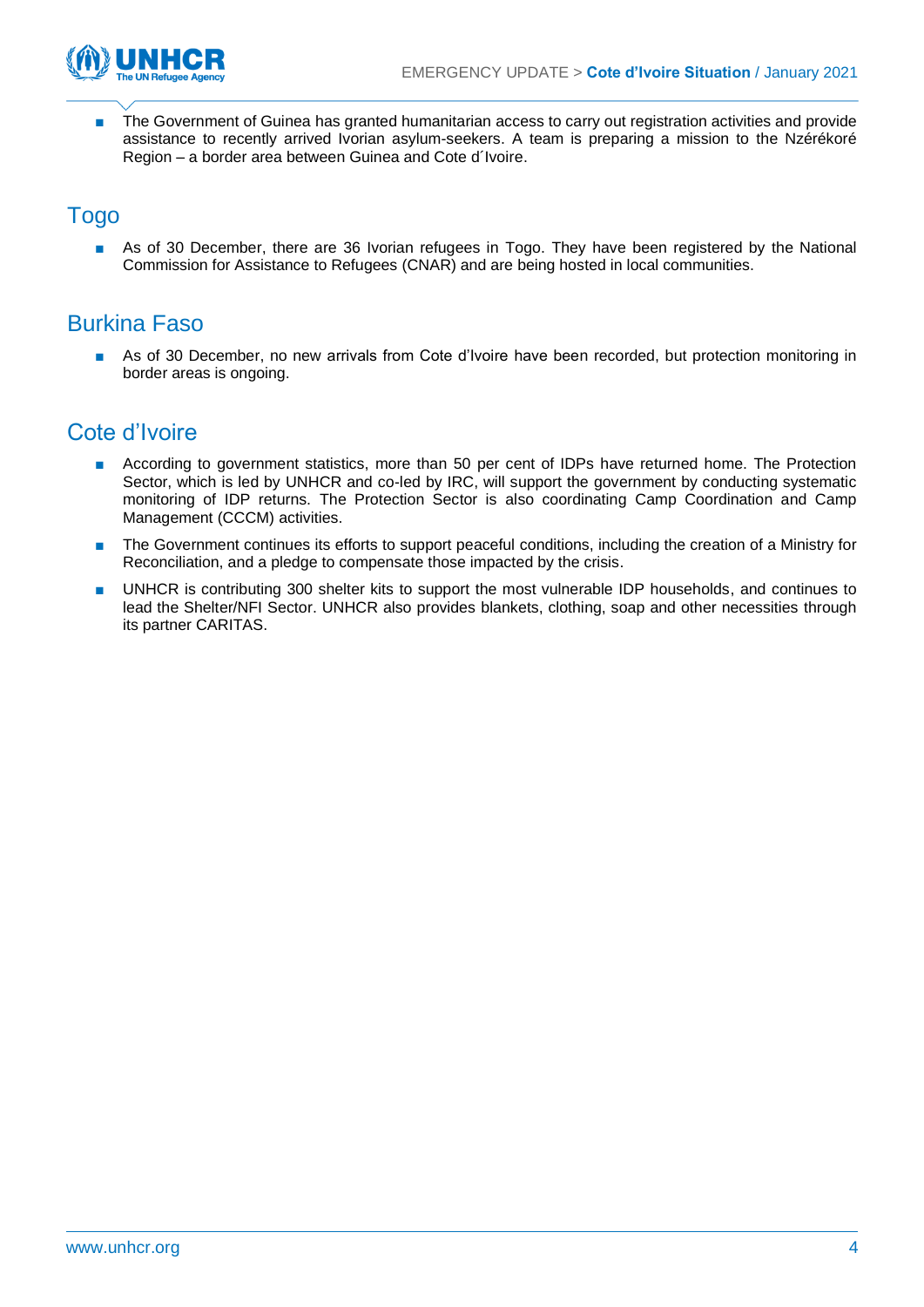- The Government of Guinea has granted humanitarian access to carry out registration activities and provide assistance to recently arrived Ivorian asylum-seekers. A team is preparing a mission to the Nzérékoré Region – a border area between Guinea and Cote d´Ivoire.

## Togo

- As of 30 December, there are 36 Ivorian refugees in Togo. They have been registered by the National Commission for Assistance to Refugees (CNAR) and are being hosted in local communities.

## Burkina Faso

- As of 30 December, no new arrivals from Cote d'Ivoire have been recorded, but protection monitoring in border areas is ongoing.

## Cote d'Ivoire

- According to government statistics, more than 50 per cent of IDPs have returned home. The Protection Sector, which is led by UNHCR and co-led by IRC, will support the government by conducting systematic monitoring of IDP returns. The Protection Sector is also coordinating Camp Coordination and Camp Management (CCCM) activities.
- The Government continues its efforts to support peaceful conditions, including the creation of a Ministry for Reconciliation, and a pledge to compensate those impacted by the crisis.
- UNHCR is contributing 300 shelter kits to support the most vulnerable IDP households, and continues to lead the Shelter/NFI Sector. UNHCR also provides blankets, clothing, soap and other necessities through its partner CARITAS.